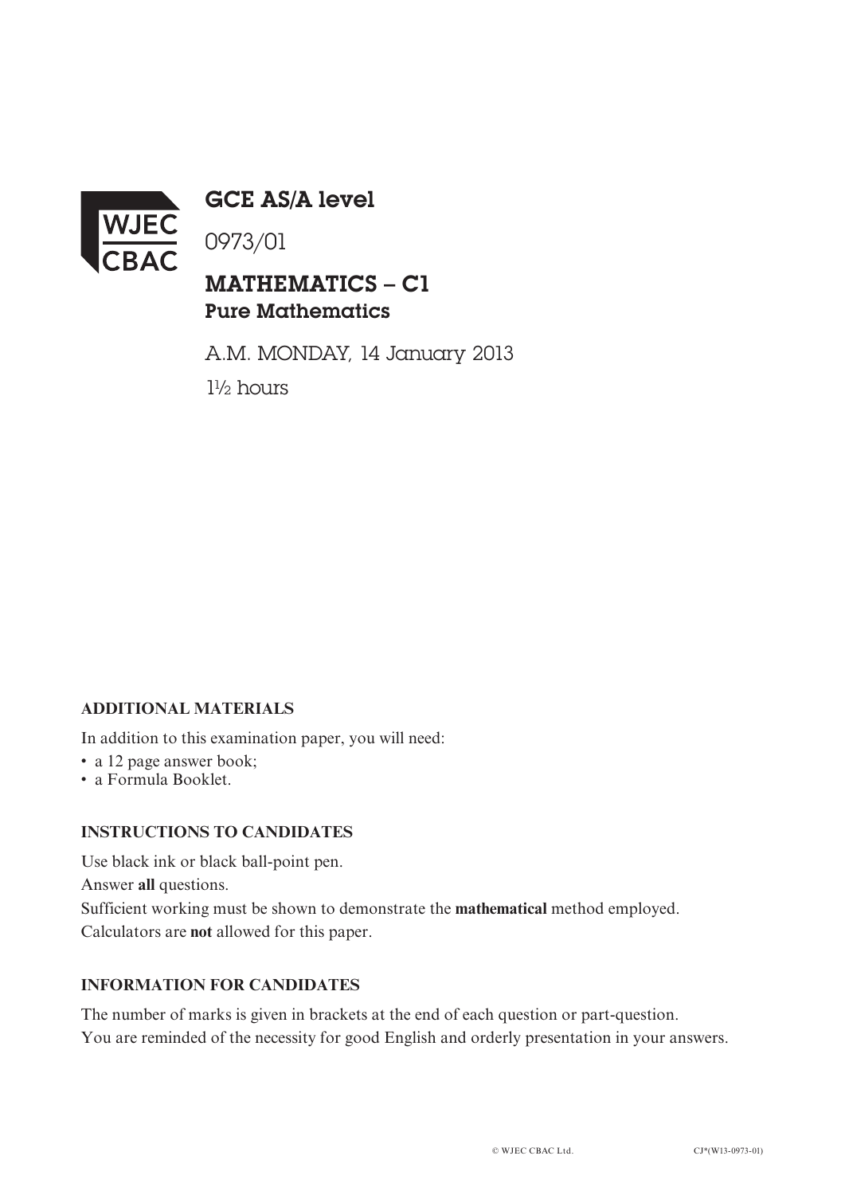WJEC CBAC

# GCE AS/A level

0973/01

## MATHEMATICS – C1
### Pure Mathematics

A.M. MONDAY, 14 January 2013

1½ hours

**ADDITIONAL MATERIALS**

In addition to this examination paper, you will need:

- a 12 page answer book;
- a Formula Booklet.

**INSTRUCTIONS TO CANDIDATES**

Use black ink or black ball-point pen.

Answer **all** questions.

Sufficient working must be shown to demonstrate the **mathematical** method employed.

Calculators are **not** allowed for this paper.

**INFORMATION FOR CANDIDATES**

The number of marks is given in brackets at the end of each question or part-question.

You are reminded of the necessity for good English and orderly presentation in your answers.

© WJEC CBAC Ltd. CJ*(W13-0973-01)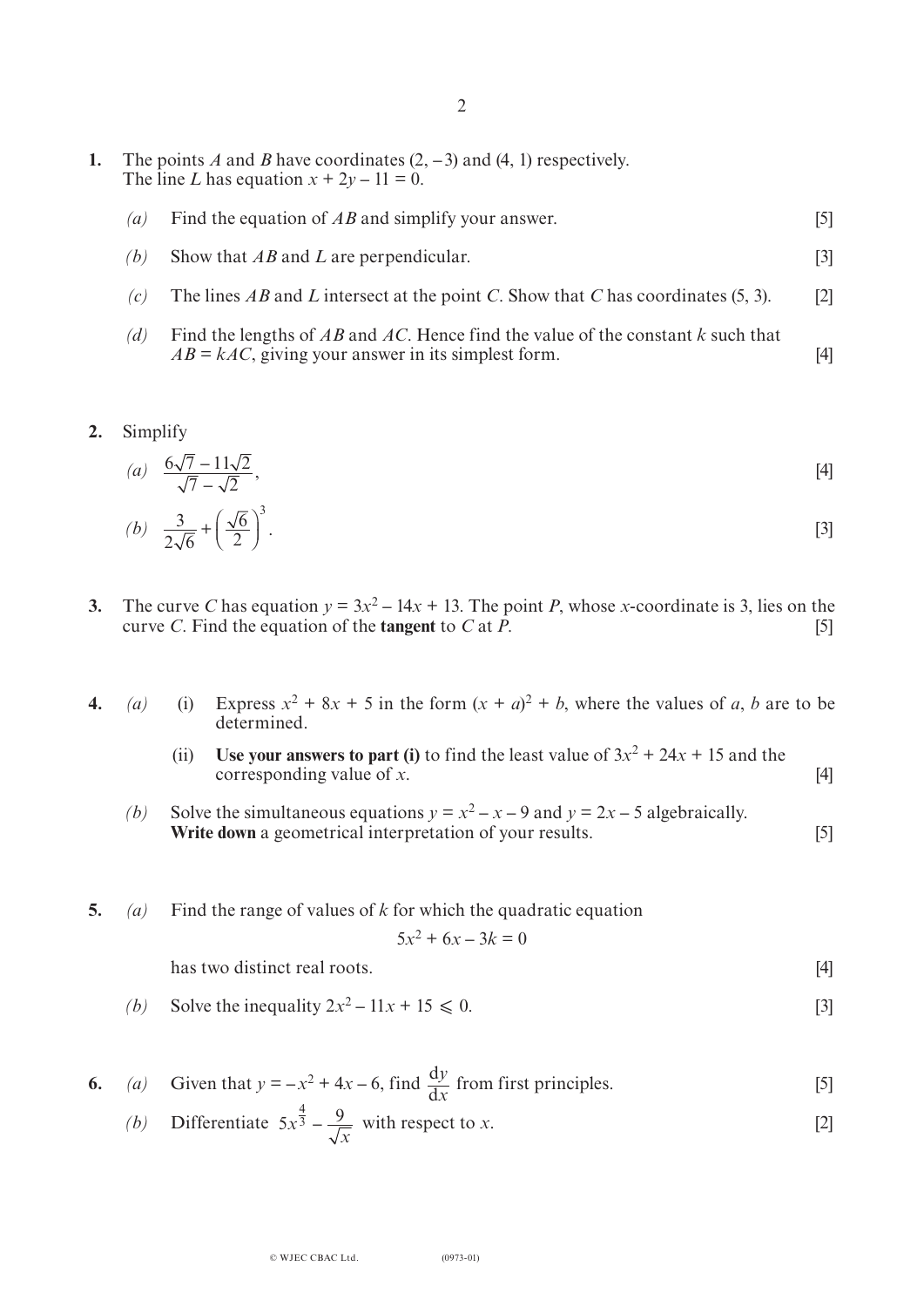1. The points $A$ and $B$ have coordinates $(2, -3)$ and $(4, 1)$ respectively.
The line $L$ has equation $x + 2y - 11 = 0$.

   *(a)* Find the equation of $AB$ and simplify your answer. [5]

   *(b)* Show that $AB$ and $L$ are perpendicular. [3]

   *(c)* The lines $AB$ and $L$ intersect at the point $C$. Show that $C$ has coordinates $(5, 3)$. [2]

   *(d)* Find the lengths of $AB$ and $AC$. Hence find the value of the constant $k$ such that $AB = kAC$, giving your answer in its simplest form. [4]

2. Simplify

   *(a)* $\dfrac{6\sqrt{7} - 11\sqrt{2}}{\sqrt{7} - \sqrt{2}}$, [4]

   *(b)* $\dfrac{3}{2\sqrt{6}} + \left(\dfrac{\sqrt{6}}{2}\right)^3$. [3]

3. The curve $C$ has equation $y = 3x^2 - 14x + 13$. The point $P$, whose $x$-coordinate is 3, lies on the curve $C$. Find the equation of the **tangent** to $C$ at $P$. [5]

4. *(a)* (i) Express $x^2 + 8x + 5$ in the form $(x + a)^2 + b$, where the values of $a$, $b$ are to be determined.

   (ii) **Use your answers to part (i)** to find the least value of $3x^2 + 24x + 15$ and the corresponding value of $x$. [4]

   *(b)* Solve the simultaneous equations $y = x^2 - x - 9$ and $y = 2x - 5$ algebraically.
   **Write down** a geometrical interpretation of your results. [5]

5. *(a)* Find the range of values of $k$ for which the quadratic equation

   $$5x^2 + 6x - 3k = 0$$

   has two distinct real roots. [4]

   *(b)* Solve the inequality $2x^2 - 11x + 15 \leqslant 0$. [3]

6. *(a)* Given that $y = -x^2 + 4x - 6$, find $\dfrac{dy}{dx}$ from first principles. [5]

   *(b)* Differentiate $5x^{\frac{4}{3}} - \dfrac{9}{\sqrt{x}}$ with respect to $x$. [2]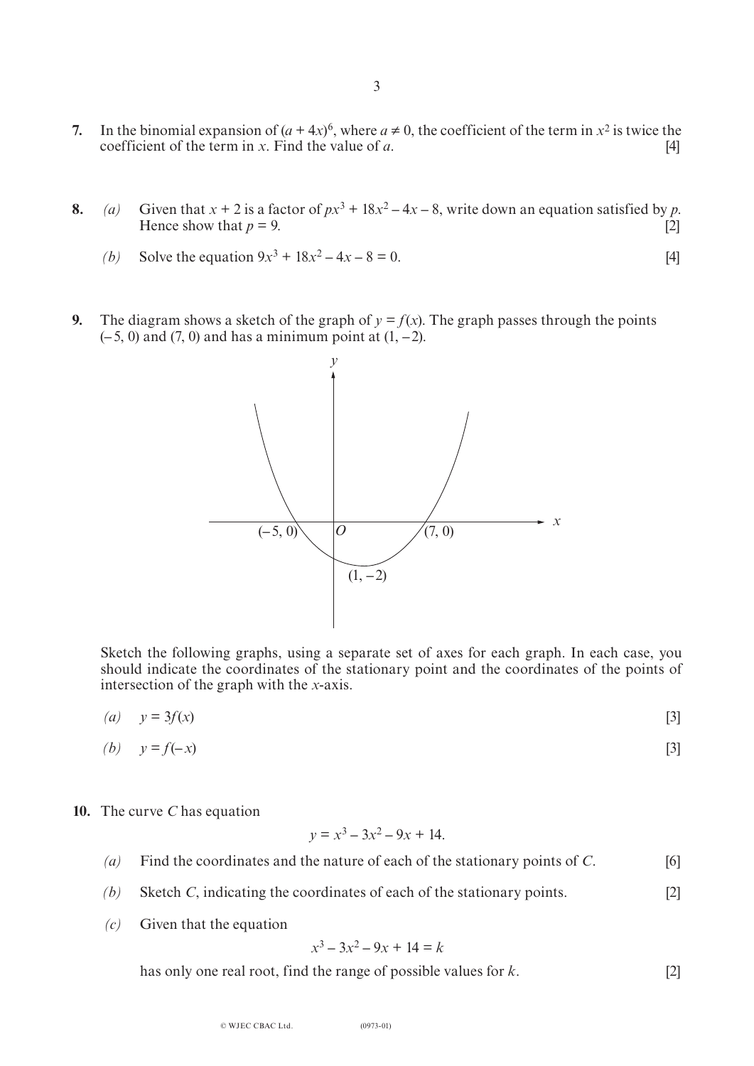**7.** In the binomial expansion of $(a + 4x)^6$, where $a \neq 0$, the coefficient of the term in $x^2$ is twice the coefficient of the term in $x$. Find the value of $a$. [4]

**8.** *(a)* Given that $x + 2$ is a factor of $px^3 + 18x^2 - 4x - 8$, write down an equation satisfied by $p$. Hence show that $p = 9$. [2]

*(b)* Solve the equation $9x^3 + 18x^2 - 4x - 8 = 0$. [4]

**9.** The diagram shows a sketch of the graph of $y = f(x)$. The graph passes through the points $(-5, 0)$ and $(7, 0)$ and has a minimum point at $(1, -2)$.

y

x

O

(– 5, 0)

(7, 0)

(1, –2)

Sketch the following graphs, using a separate set of axes for each graph. In each case, you should indicate the coordinates of the stationary point and the coordinates of the points of intersection of the graph with the $x$-axis.

*(a)* $y = 3f(x)$ [3]

*(b)* $y = f(-x)$ [3]

**10.** The curve $C$ has equation

$$y = x^3 - 3x^2 - 9x + 14.$$

*(a)* Find the coordinates and the nature of each of the stationary points of $C$. [6]

*(b)* Sketch $C$, indicating the coordinates of each of the stationary points. [2]

*(c)* Given that the equation

$$x^3 - 3x^2 - 9x + 14 = k$$

has only one real root, find the range of possible values for $k$. [2]